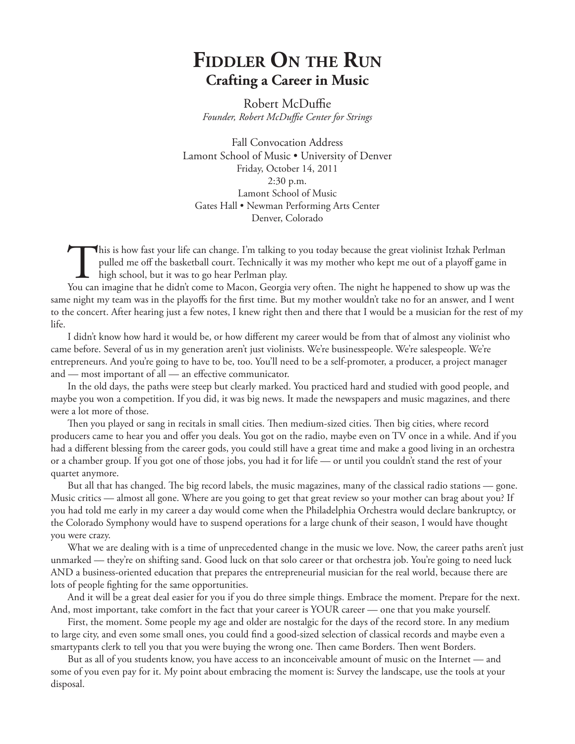# Fiddler On the Run

## Crafting a Career in Music

Robert McDuffie
*Founder, Robert McDuffie Center for Strings*

Fall Convocation Address
Lamont School of Music • University of Denver
Friday, October 14, 2011
2:30 p.m.
Lamont School of Music
Gates Hall • Newman Performing Arts Center
Denver, Colorado

This is how fast your life can change. I'm talking to you today because the great violinist Itzhak Perlman pulled me off the basketball court. Technically it was my mother who kept me out of a playoff game in high school, but it was to go hear Perlman play.

You can imagine that he didn't come to Macon, Georgia very often. The night he happened to show up was the same night my team was in the playoffs for the first time. But my mother wouldn't take no for an answer, and I went to the concert. After hearing just a few notes, I knew right then and there that I would be a musician for the rest of my life.

I didn't know how hard it would be, or how different my career would be from that of almost any violinist who came before. Several of us in my generation aren't just violinists. We're businesspeople. We're salespeople. We're entrepreneurs. And you're going to have to be, too. You'll need to be a self-promoter, a producer, a project manager and — most important of all — an effective communicator.

In the old days, the paths were steep but clearly marked. You practiced hard and studied with good people, and maybe you won a competition. If you did, it was big news. It made the newspapers and music magazines, and there were a lot more of those.

Then you played or sang in recitals in small cities. Then medium-sized cities. Then big cities, where record producers came to hear you and offer you deals. You got on the radio, maybe even on TV once in a while. And if you had a different blessing from the career gods, you could still have a great time and make a good living in an orchestra or a chamber group. If you got one of those jobs, you had it for life — or until you couldn't stand the rest of your quartet anymore.

But all that has changed. The big record labels, the music magazines, many of the classical radio stations — gone. Music critics — almost all gone. Where are you going to get that great review so your mother can brag about you? If you had told me early in my career a day would come when the Philadelphia Orchestra would declare bankruptcy, or the Colorado Symphony would have to suspend operations for a large chunk of their season, I would have thought you were crazy.

What we are dealing with is a time of unprecedented change in the music we love. Now, the career paths aren't just unmarked — they're on shifting sand. Good luck on that solo career or that orchestra job. You're going to need luck AND a business-oriented education that prepares the entrepreneurial musician for the real world, because there are lots of people fighting for the same opportunities.

And it will be a great deal easier for you if you do three simple things. Embrace the moment. Prepare for the next. And, most important, take comfort in the fact that your career is YOUR career — one that you make yourself.

First, the moment. Some people my age and older are nostalgic for the days of the record store. In any medium to large city, and even some small ones, you could find a good-sized selection of classical records and maybe even a smartypants clerk to tell you that you were buying the wrong one. Then came Borders. Then went Borders.

But as all of you students know, you have access to an inconceivable amount of music on the Internet — and some of you even pay for it. My point about embracing the moment is: Survey the landscape, use the tools at your disposal.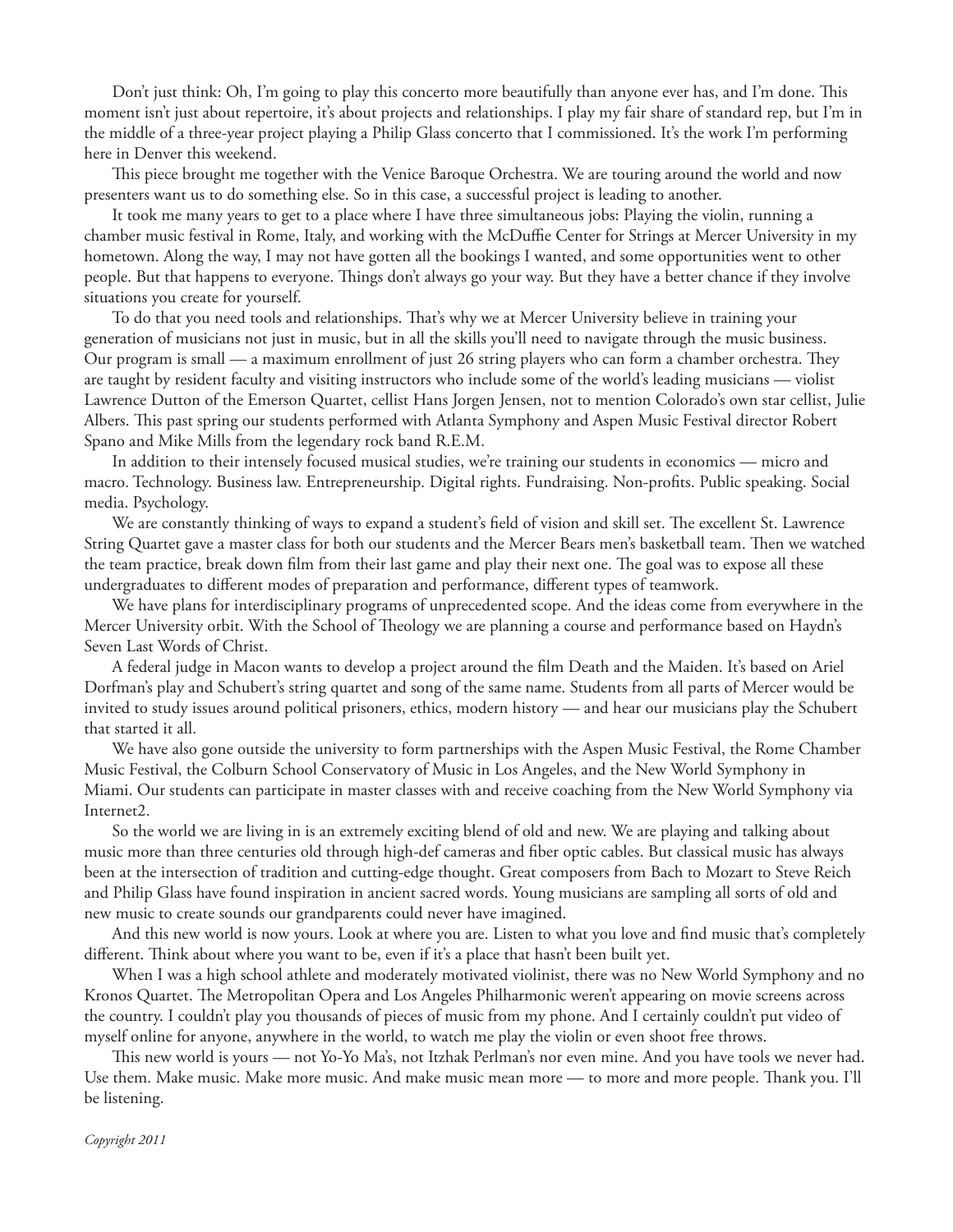Don't just think: Oh, I'm going to play this concerto more beautifully than anyone ever has, and I'm done. This moment isn't just about repertoire, it's about projects and relationships. I play my fair share of standard rep, but I'm in the middle of a three-year project playing a Philip Glass concerto that I commissioned. It's the work I'm performing here in Denver this weekend.

This piece brought me together with the Venice Baroque Orchestra. We are touring around the world and now presenters want us to do something else. So in this case, a successful project is leading to another.

It took me many years to get to a place where I have three simultaneous jobs: Playing the violin, running a chamber music festival in Rome, Italy, and working with the McDuffie Center for Strings at Mercer University in my hometown. Along the way, I may not have gotten all the bookings I wanted, and some opportunities went to other people. But that happens to everyone. Things don't always go your way. But they have a better chance if they involve situations you create for yourself.

To do that you need tools and relationships. That's why we at Mercer University believe in training your generation of musicians not just in music, but in all the skills you'll need to navigate through the music business. Our program is small — a maximum enrollment of just 26 string players who can form a chamber orchestra. They are taught by resident faculty and visiting instructors who include some of the world's leading musicians — violist Lawrence Dutton of the Emerson Quartet, cellist Hans Jorgen Jensen, not to mention Colorado's own star cellist, Julie Albers. This past spring our students performed with Atlanta Symphony and Aspen Music Festival director Robert Spano and Mike Mills from the legendary rock band R.E.M.

In addition to their intensely focused musical studies, we're training our students in economics — micro and macro. Technology. Business law. Entrepreneurship. Digital rights. Fundraising. Non-profits. Public speaking. Social media. Psychology.

We are constantly thinking of ways to expand a student's field of vision and skill set. The excellent St. Lawrence String Quartet gave a master class for both our students and the Mercer Bears men's basketball team. Then we watched the team practice, break down film from their last game and play their next one. The goal was to expose all these undergraduates to different modes of preparation and performance, different types of teamwork.

We have plans for interdisciplinary programs of unprecedented scope. And the ideas come from everywhere in the Mercer University orbit. With the School of Theology we are planning a course and performance based on Haydn's Seven Last Words of Christ.

A federal judge in Macon wants to develop a project around the film Death and the Maiden. It's based on Ariel Dorfman's play and Schubert's string quartet and song of the same name. Students from all parts of Mercer would be invited to study issues around political prisoners, ethics, modern history — and hear our musicians play the Schubert that started it all.

We have also gone outside the university to form partnerships with the Aspen Music Festival, the Rome Chamber Music Festival, the Colburn School Conservatory of Music in Los Angeles, and the New World Symphony in Miami. Our students can participate in master classes with and receive coaching from the New World Symphony via Internet2.

So the world we are living in is an extremely exciting blend of old and new. We are playing and talking about music more than three centuries old through high-def cameras and fiber optic cables. But classical music has always been at the intersection of tradition and cutting-edge thought. Great composers from Bach to Mozart to Steve Reich and Philip Glass have found inspiration in ancient sacred words. Young musicians are sampling all sorts of old and new music to create sounds our grandparents could never have imagined.

And this new world is now yours. Look at where you are. Listen to what you love and find music that's completely different. Think about where you want to be, even if it's a place that hasn't been built yet.

When I was a high school athlete and moderately motivated violinist, there was no New World Symphony and no Kronos Quartet. The Metropolitan Opera and Los Angeles Philharmonic weren't appearing on movie screens across the country. I couldn't play you thousands of pieces of music from my phone. And I certainly couldn't put video of myself online for anyone, anywhere in the world, to watch me play the violin or even shoot free throws.

This new world is yours — not Yo-Yo Ma's, not Itzhak Perlman's nor even mine. And you have tools we never had. Use them. Make music. Make more music. And make music mean more — to more and more people. Thank you. I'll be listening.

*Copyright 2011*